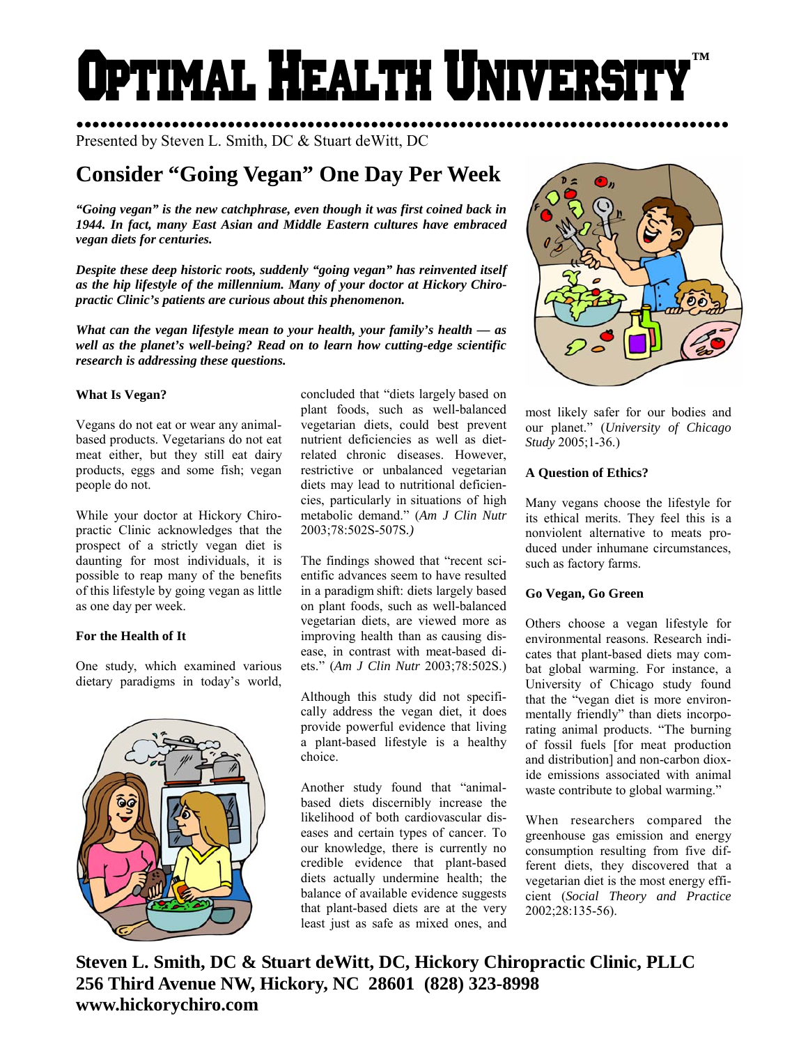# Optimal Health University™

Presented by Steven L. Smith, DC & Stuart deWitt, DC

## Consider "Going Vegan" One Day Per Week

***"Going vegan" is the new catchphrase, even though it was first coined back in 1944. In fact, many East Asian and Middle Eastern cultures have embraced vegan diets for centuries.***

***Despite these deep historic roots, suddenly "going vegan" has reinvented itself as the hip lifestyle of the millennium. Many of your doctor at Hickory Chiropractic Clinic's patients are curious about this phenomenon.***

***What can the vegan lifestyle mean to your health, your family's health — as well as the planet's well-being? Read on to learn how cutting-edge scientific research is addressing these questions.***

**What Is Vegan?**

Vegans do not eat or wear any animal-based products. Vegetarians do not eat meat either, but they still eat dairy products, eggs and some fish; vegan people do not.

While your doctor at Hickory Chiropractic Clinic acknowledges that the prospect of a strictly vegan diet is daunting for most individuals, it is possible to reap many of the benefits of this lifestyle by going vegan as little as one day per week.

**For the Health of It**

One study, which examined various dietary paradigms in today's world, concluded that "diets largely based on plant foods, such as well-balanced vegetarian diets, could best prevent nutrient deficiencies as well as diet-related chronic diseases. However, restrictive or unbalanced vegetarian diets may lead to nutritional deficiencies, particularly in situations of high metabolic demand." (*Am J Clin Nutr* 2003;78:502S-507S.*)*

The findings showed that "recent scientific advances seem to have resulted in a paradigm shift: diets largely based on plant foods, such as well-balanced vegetarian diets, are viewed more as improving health than as causing disease, in contrast with meat-based diets." (*Am J Clin Nutr* 2003;78:502S.)

Although this study did not specifically address the vegan diet, it does provide powerful evidence that living a plant-based lifestyle is a healthy choice.

Another study found that "animal-based diets discernibly increase the likelihood of both cardiovascular diseases and certain types of cancer. To our knowledge, there is currently no credible evidence that plant-based diets actually undermine health; the balance of available evidence suggests that plant-based diets are at the very least just as safe as mixed ones, and most likely safer for our bodies and our planet." (*University of Chicago Study* 2005;1-36.)

**A Question of Ethics?**

Many vegans choose the lifestyle for its ethical merits. They feel this is a nonviolent alternative to meats produced under inhumane circumstances, such as factory farms.

**Go Vegan, Go Green**

Others choose a vegan lifestyle for environmental reasons. Research indicates that plant-based diets may combat global warming. For instance, a University of Chicago study found that the "vegan diet is more environmentally friendly" than diets incorporating animal products. "The burning of fossil fuels [for meat production and distribution] and non-carbon dioxide emissions associated with animal waste contribute to global warming."

When researchers compared the greenhouse gas emission and energy consumption resulting from five different diets, they discovered that a vegetarian diet is the most energy efficient (*Social Theory and Practice* 2002;28:135-56).

**Steven L. Smith, DC & Stuart deWitt, DC, Hickory Chiropractic Clinic, PLLC**
**256 Third Avenue NW, Hickory, NC 28601 (828) 323-8998**
**www.hickorychiro.com**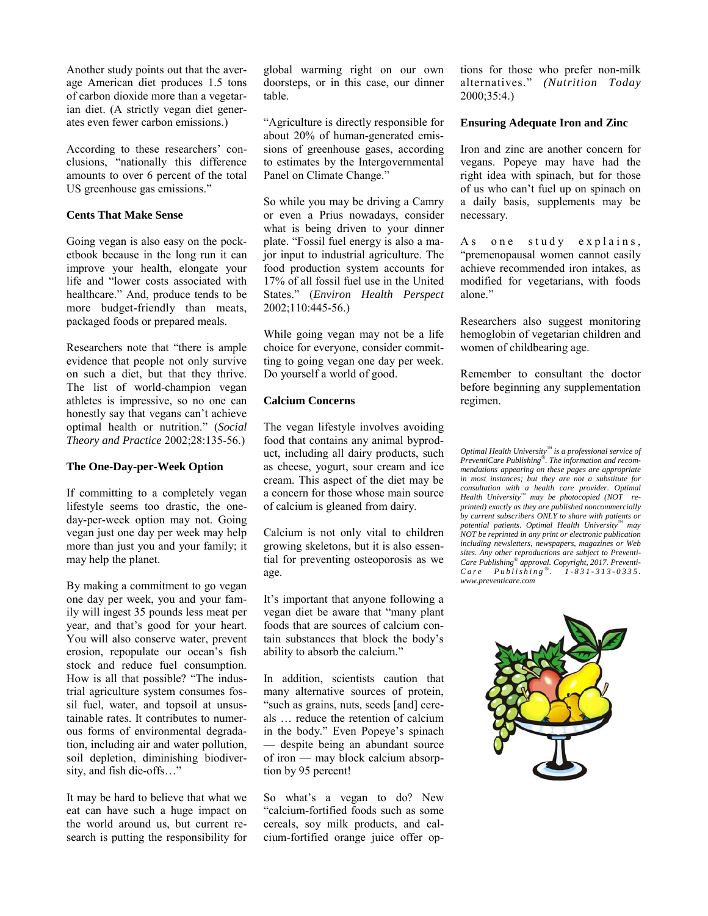Another study points out that the average American diet produces 1.5 tons of carbon dioxide more than a vegetarian diet. (A strictly vegan diet generates even fewer carbon emissions.)

According to these researchers' conclusions, "nationally this difference amounts to over 6 percent of the total US greenhouse gas emissions."

### Cents That Make Sense

Going vegan is also easy on the pocketbook because in the long run it can improve your health, elongate your life and "lower costs associated with healthcare." And, produce tends to be more budget-friendly than meats, packaged foods or prepared meals.

Researchers note that "there is ample evidence that people not only survive on such a diet, but that they thrive. The list of world-champion vegan athletes is impressive, so no one can honestly say that vegans can't achieve optimal health or nutrition." (*Social Theory and Practice* 2002;28:135-56.)

### The One-Day-per-Week Option

If committing to a completely vegan lifestyle seems too drastic, the one-day-per-week option may not. Going vegan just one day per week may help more than just you and your family; it may help the planet.

By making a commitment to go vegan one day per week, you and your family will ingest 35 pounds less meat per year, and that's good for your heart. You will also conserve water, prevent erosion, repopulate our ocean's fish stock and reduce fuel consumption. How is all that possible? "The industrial agriculture system consumes fossil fuel, water, and topsoil at unsustainable rates. It contributes to numerous forms of environmental degradation, including air and water pollution, soil depletion, diminishing biodiversity, and fish die-offs…"

It may be hard to believe that what we eat can have such a huge impact on the world around us, but current research is putting the responsibility for global warming right on our own doorsteps, or in this case, our dinner table.

"Agriculture is directly responsible for about 20% of human-generated emissions of greenhouse gases, according to estimates by the Intergovernmental Panel on Climate Change."

So while you may be driving a Camry or even a Prius nowadays, consider what is being driven to your dinner plate. "Fossil fuel energy is also a major input to industrial agriculture. The food production system accounts for 17% of all fossil fuel use in the United States." (*Environ Health Perspect* 2002;110:445-56.)

While going vegan may not be a life choice for everyone, consider committing to going vegan one day per week. Do yourself a world of good.

### Calcium Concerns

The vegan lifestyle involves avoiding food that contains any animal byproduct, including all dairy products, such as cheese, yogurt, sour cream and ice cream. This aspect of the diet may be a concern for those whose main source of calcium is gleaned from dairy.

Calcium is not only vital to children growing skeletons, but it is also essential for preventing osteoporosis as we age.

It's important that anyone following a vegan diet be aware that "many plant foods that are sources of calcium contain substances that block the body's ability to absorb the calcium."

In addition, scientists caution that many alternative sources of protein, "such as grains, nuts, seeds [and] cereals … reduce the retention of calcium in the body." Even Popeye's spinach — despite being an abundant source of iron — may block calcium absorption by 95 percent!

So what's a vegan to do? New "calcium-fortified foods such as some cereals, soy milk products, and calcium-fortified orange juice offer options for those who prefer non-milk alternatives." *(Nutrition Today* 2000;35:4.)

### Ensuring Adequate Iron and Zinc

Iron and zinc are another concern for vegans. Popeye may have had the right idea with spinach, but for those of us who can't fuel up on spinach on a daily basis, supplements may be necessary.

As one study explains, "premenopausal women cannot easily achieve recommended iron intakes, as modified for vegetarians, with foods alone."

Researchers also suggest monitoring hemoglobin of vegetarian children and women of childbearing age.

Remember to consultant the doctor before beginning any supplementation regimen.

*Optimal Health University™ is a professional service of PreventiCare Publishing®. The information and recommendations appearing on these pages are appropriate in most instances; but they are not a substitute for consultation with a health care provider. Optimal Health University™ may be photocopied (NOT reprinted) exactly as they are published noncommercially by current subscribers ONLY to share with patients or potential patients. Optimal Health University™ may NOT be reprinted in any print or electronic publication including newsletters, newspapers, magazines or Web sites. Any other reproductions are subject to PreventiCare Publishing® approval. Copyright, 2017. PreventiCare Publishing®. 1-831-313-0335. www.preventicare.com*